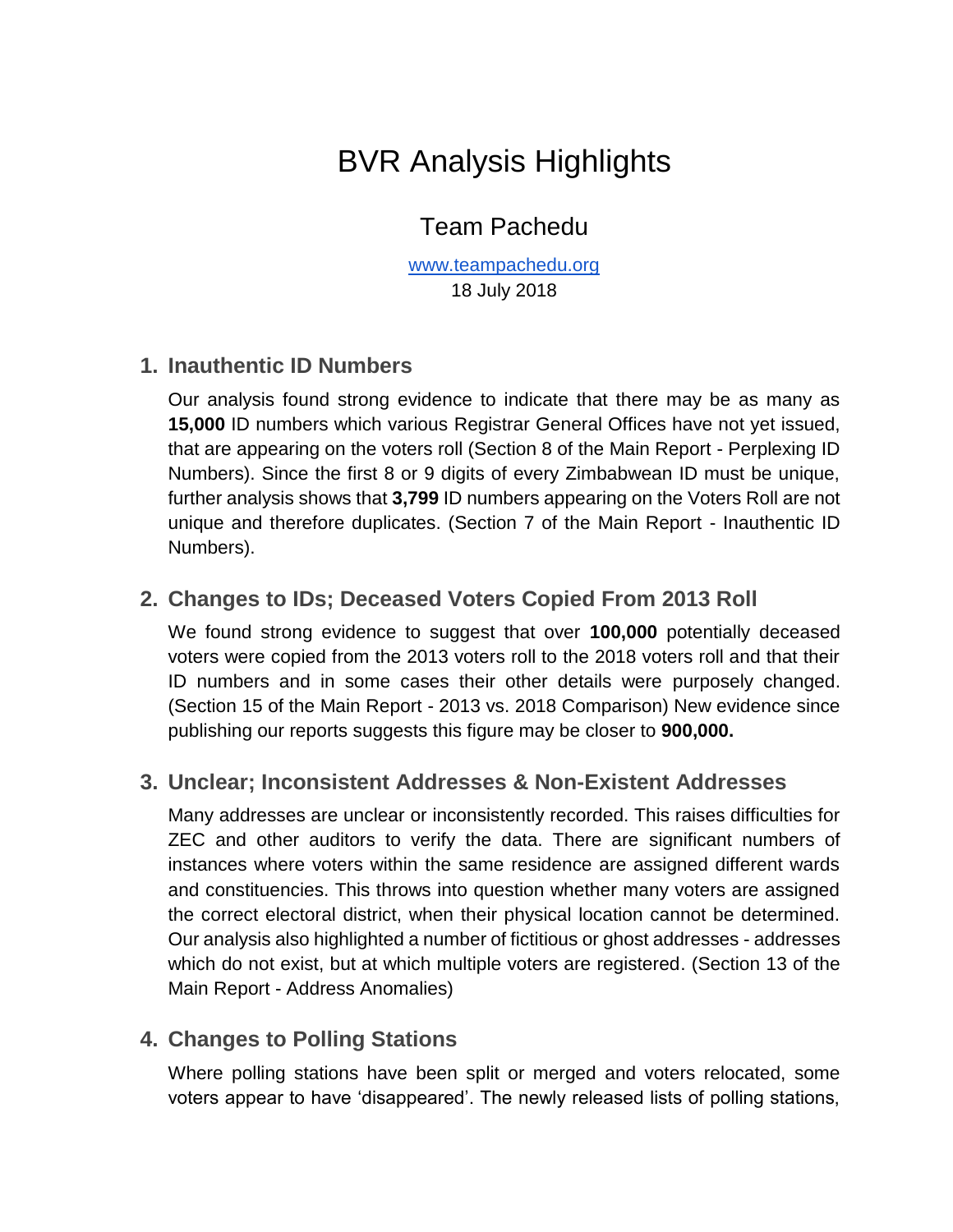# BVR Analysis Highlights

## Team Pachedu

[www.teampachedu.org](http://www.teampachedu.org)
18 July 2018

### 1. Inauthentic ID Numbers

Our analysis found strong evidence to indicate that there may be as many as **15,000** ID numbers which various Registrar General Offices have not yet issued, that are appearing on the voters roll (Section 8 of the Main Report - Perplexing ID Numbers). Since the first 8 or 9 digits of every Zimbabwean ID must be unique, further analysis shows that **3,799** ID numbers appearing on the Voters Roll are not unique and therefore duplicates. (Section 7 of the Main Report - Inauthentic ID Numbers).

### 2. Changes to IDs; Deceased Voters Copied From 2013 Roll

We found strong evidence to suggest that over **100,000** potentially deceased voters were copied from the 2013 voters roll to the 2018 voters roll and that their ID numbers and in some cases their other details were purposely changed. (Section 15 of the Main Report - 2013 vs. 2018 Comparison) New evidence since publishing our reports suggests this figure may be closer to **900,000.**

### 3. Unclear; Inconsistent Addresses & Non-Existent Addresses

Many addresses are unclear or inconsistently recorded. This raises difficulties for ZEC and other auditors to verify the data. There are significant numbers of instances where voters within the same residence are assigned different wards and constituencies. This throws into question whether many voters are assigned the correct electoral district, when their physical location cannot be determined. Our analysis also highlighted a number of fictitious or ghost addresses - addresses which do not exist, but at which multiple voters are registered. (Section 13 of the Main Report - Address Anomalies)

### 4. Changes to Polling Stations

Where polling stations have been split or merged and voters relocated, some voters appear to have 'disappeared'. The newly released lists of polling stations,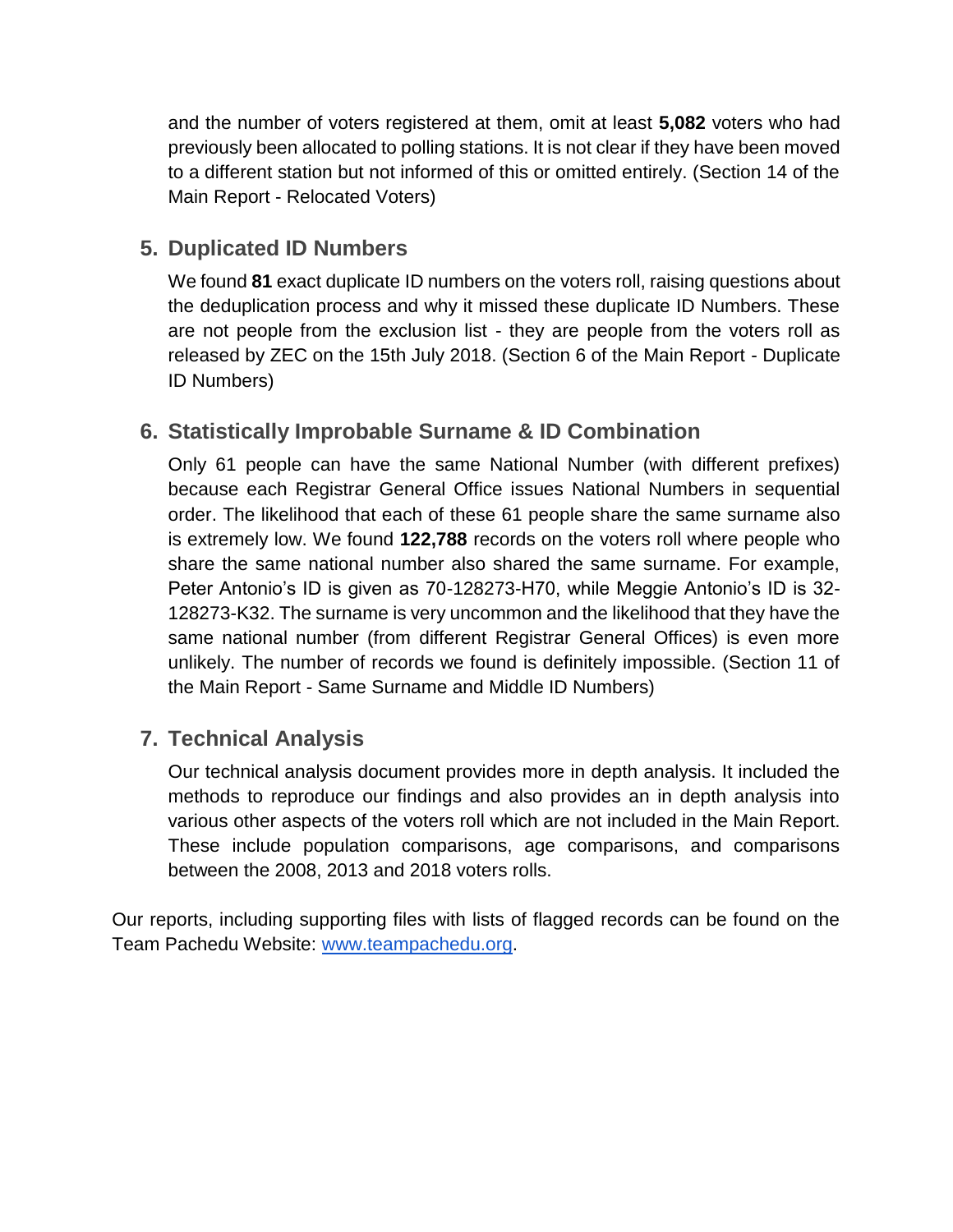and the number of voters registered at them, omit at least **5,082** voters who had previously been allocated to polling stations. It is not clear if they have been moved to a different station but not informed of this or omitted entirely. (Section 14 of the Main Report - Relocated Voters)

5. **Duplicated ID Numbers**

   We found **81** exact duplicate ID numbers on the voters roll, raising questions about the deduplication process and why it missed these duplicate ID Numbers. These are not people from the exclusion list - they are people from the voters roll as released by ZEC on the 15th July 2018. (Section 6 of the Main Report - Duplicate ID Numbers)

6. **Statistically Improbable Surname & ID Combination**

   Only 61 people can have the same National Number (with different prefixes) because each Registrar General Office issues National Numbers in sequential order. The likelihood that each of these 61 people share the same surname also is extremely low. We found **122,788** records on the voters roll where people who share the same national number also shared the same surname. For example, Peter Antonio's ID is given as 70-128273-H70, while Meggie Antonio's ID is 32-128273-K32. The surname is very uncommon and the likelihood that they have the same national number (from different Registrar General Offices) is even more unlikely. The number of records we found is definitely impossible. (Section 11 of the Main Report - Same Surname and Middle ID Numbers)

7. **Technical Analysis**

   Our technical analysis document provides more in depth analysis. It included the methods to reproduce our findings and also provides an in depth analysis into various other aspects of the voters roll which are not included in the Main Report. These include population comparisons, age comparisons, and comparisons between the 2008, 2013 and 2018 voters rolls.

Our reports, including supporting files with lists of flagged records can be found on the Team Pachedu Website: [www.teampachedu.org](www.teampachedu.org).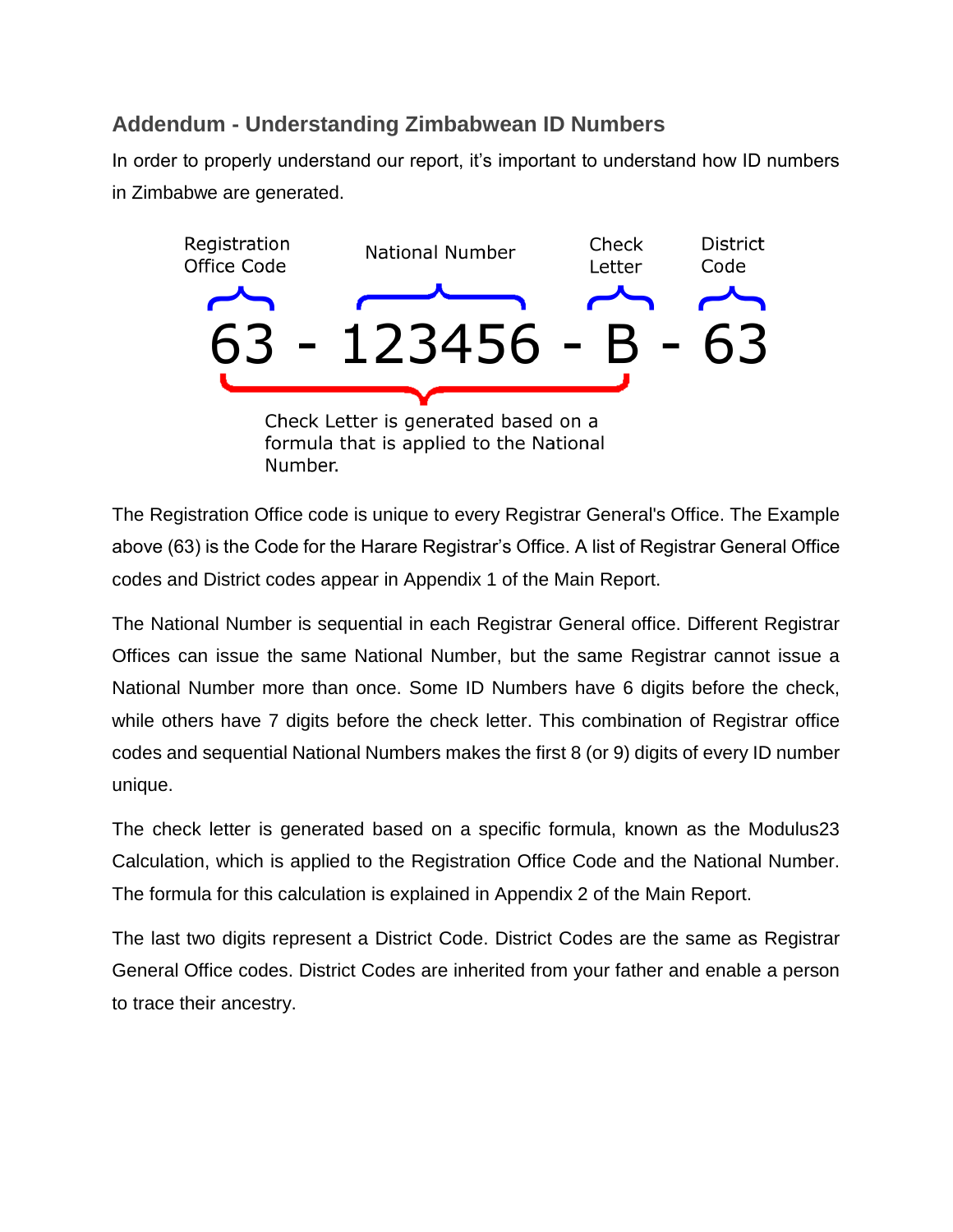## Addendum - Understanding Zimbabwean ID Numbers

In order to properly understand our report, it's important to understand how ID numbers in Zimbabwe are generated.

Registration Office Code | National Number | Check Letter | District Code

63 - 123456 - B - 63

Check Letter is generated based on a formula that is applied to the National Number.

The Registration Office code is unique to every Registrar General's Office. The Example above (63) is the Code for the Harare Registrar's Office. A list of Registrar General Office codes and District codes appear in Appendix 1 of the Main Report.

The National Number is sequential in each Registrar General office. Different Registrar Offices can issue the same National Number, but the same Registrar cannot issue a National Number more than once. Some ID Numbers have 6 digits before the check, while others have 7 digits before the check letter. This combination of Registrar office codes and sequential National Numbers makes the first 8 (or 9) digits of every ID number unique.

The check letter is generated based on a specific formula, known as the Modulus23 Calculation, which is applied to the Registration Office Code and the National Number. The formula for this calculation is explained in Appendix 2 of the Main Report.

The last two digits represent a District Code. District Codes are the same as Registrar General Office codes. District Codes are inherited from your father and enable a person to trace their ancestry.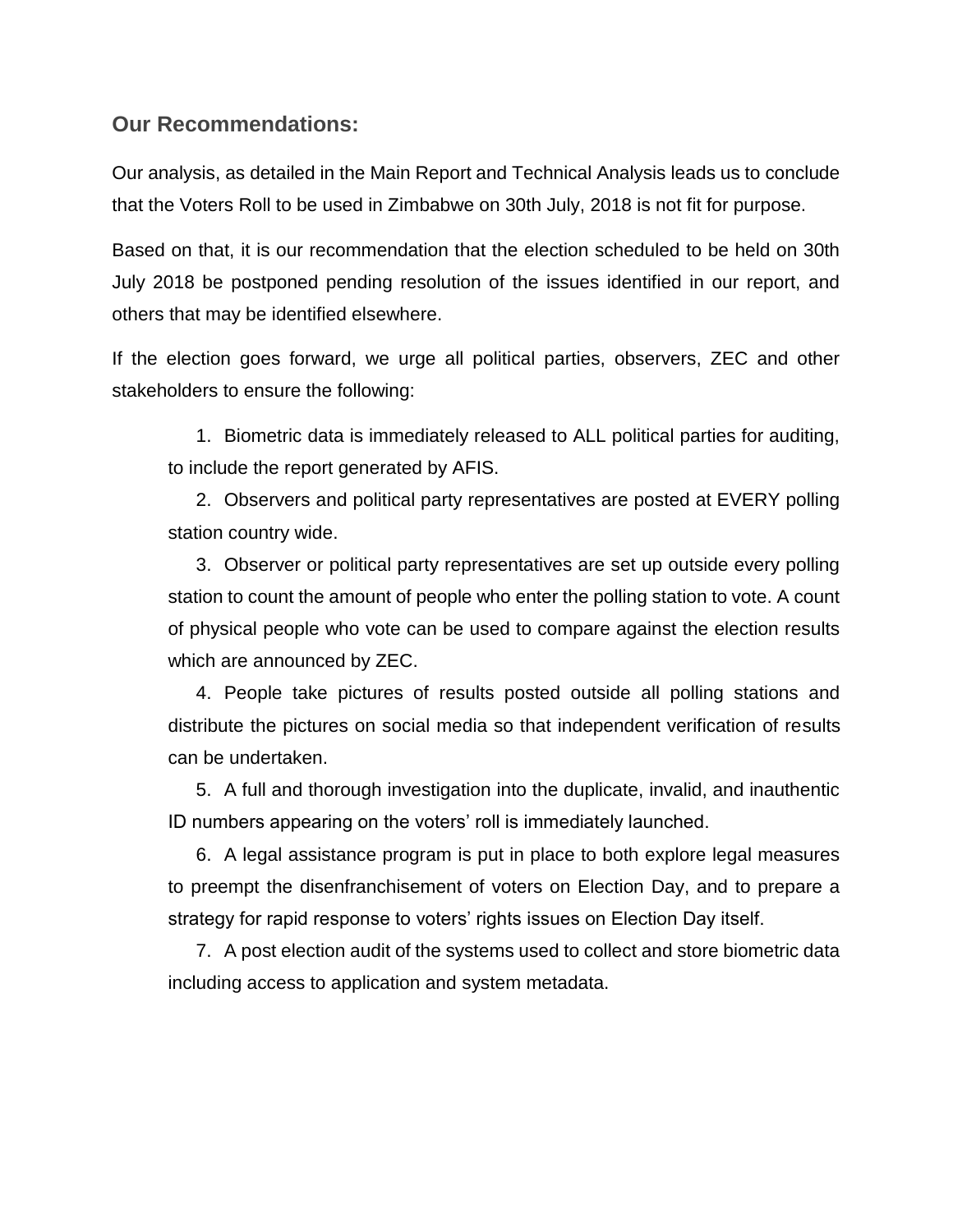## Our Recommendations:

Our analysis, as detailed in the Main Report and Technical Analysis leads us to conclude that the Voters Roll to be used in Zimbabwe on 30th July, 2018 is not fit for purpose.

Based on that, it is our recommendation that the election scheduled to be held on 30th July 2018 be postponed pending resolution of the issues identified in our report, and others that may be identified elsewhere.

If the election goes forward, we urge all political parties, observers, ZEC and other stakeholders to ensure the following:

1. Biometric data is immediately released to ALL political parties for auditing, to include the report generated by AFIS.
2. Observers and political party representatives are posted at EVERY polling station country wide.
3. Observer or political party representatives are set up outside every polling station to count the amount of people who enter the polling station to vote. A count of physical people who vote can be used to compare against the election results which are announced by ZEC.
4. People take pictures of results posted outside all polling stations and distribute the pictures on social media so that independent verification of results can be undertaken.
5. A full and thorough investigation into the duplicate, invalid, and inauthentic ID numbers appearing on the voters' roll is immediately launched.
6. A legal assistance program is put in place to both explore legal measures to preempt the disenfranchisement of voters on Election Day, and to prepare a strategy for rapid response to voters' rights issues on Election Day itself.
7. A post election audit of the systems used to collect and store biometric data including access to application and system metadata.